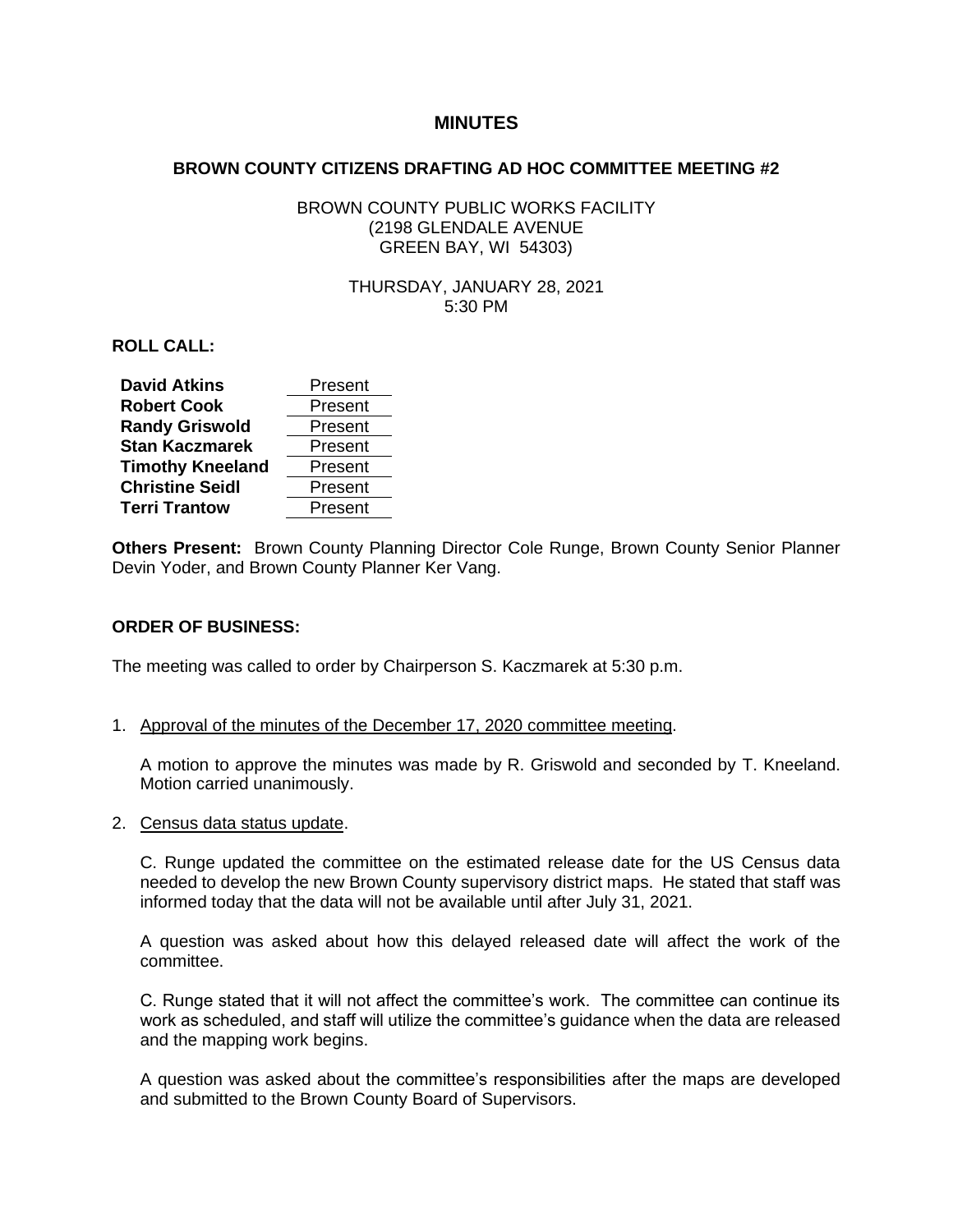# MINUTES

## BROWN COUNTY CITIZENS DRAFTING AD HOC COMMITTEE MEETING #2

BROWN COUNTY PUBLIC WORKS FACILITY
(2198 GLENDALE AVENUE
GREEN BAY, WI 54303)

THURSDAY, JANUARY 28, 2021
5:30 PM

**ROLL CALL:**

| | |
|---|---|
| **David Atkins** | Present |
| **Robert Cook** | Present |
| **Randy Griswold** | Present |
| **Stan Kaczmarek** | Present |
| **Timothy Kneeland** | Present |
| **Christine Seidl** | Present |
| **Terri Trantow** | Present |

**Others Present:** Brown County Planning Director Cole Runge, Brown County Senior Planner Devin Yoder, and Brown County Planner Ker Vang.

**ORDER OF BUSINESS:**

The meeting was called to order by Chairperson S. Kaczmarek at 5:30 p.m.

1. Approval of the minutes of the December 17, 2020 committee meeting.

   A motion to approve the minutes was made by R. Griswold and seconded by T. Kneeland. Motion carried unanimously.

2. Census data status update.

   C. Runge updated the committee on the estimated release date for the US Census data needed to develop the new Brown County supervisory district maps. He stated that staff was informed today that the data will not be available until after July 31, 2021.

   A question was asked about how this delayed released date will affect the work of the committee.

   C. Runge stated that it will not affect the committee's work. The committee can continue its work as scheduled, and staff will utilize the committee's guidance when the data are released and the mapping work begins.

   A question was asked about the committee's responsibilities after the maps are developed and submitted to the Brown County Board of Supervisors.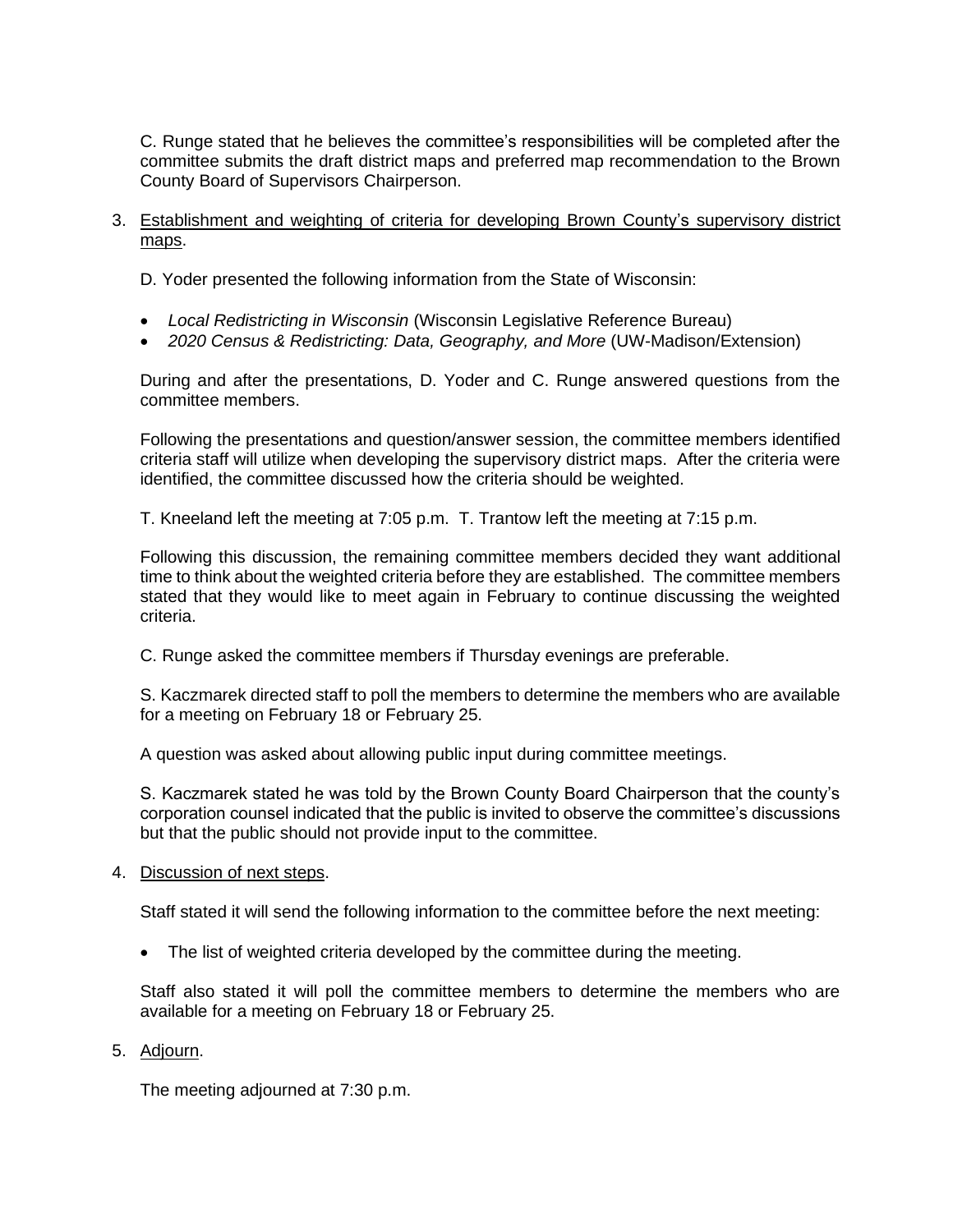C. Runge stated that he believes the committee's responsibilities will be completed after the committee submits the draft district maps and preferred map recommendation to the Brown County Board of Supervisors Chairperson.

3. Establishment and weighting of criteria for developing Brown County's supervisory district maps.

   D. Yoder presented the following information from the State of Wisconsin:

   - *Local Redistricting in Wisconsin* (Wisconsin Legislative Reference Bureau)
   - *2020 Census & Redistricting: Data, Geography, and More* (UW-Madison/Extension)

   During and after the presentations, D. Yoder and C. Runge answered questions from the committee members.

   Following the presentations and question/answer session, the committee members identified criteria staff will utilize when developing the supervisory district maps. After the criteria were identified, the committee discussed how the criteria should be weighted.

   T. Kneeland left the meeting at 7:05 p.m. T. Trantow left the meeting at 7:15 p.m.

   Following this discussion, the remaining committee members decided they want additional time to think about the weighted criteria before they are established. The committee members stated that they would like to meet again in February to continue discussing the weighted criteria.

   C. Runge asked the committee members if Thursday evenings are preferable.

   S. Kaczmarek directed staff to poll the members to determine the members who are available for a meeting on February 18 or February 25.

   A question was asked about allowing public input during committee meetings.

   S. Kaczmarek stated he was told by the Brown County Board Chairperson that the county's corporation counsel indicated that the public is invited to observe the committee's discussions but that the public should not provide input to the committee.

4. Discussion of next steps.

   Staff stated it will send the following information to the committee before the next meeting:

   - The list of weighted criteria developed by the committee during the meeting.

   Staff also stated it will poll the committee members to determine the members who are available for a meeting on February 18 or February 25.

5. Adjourn.

   The meeting adjourned at 7:30 p.m.